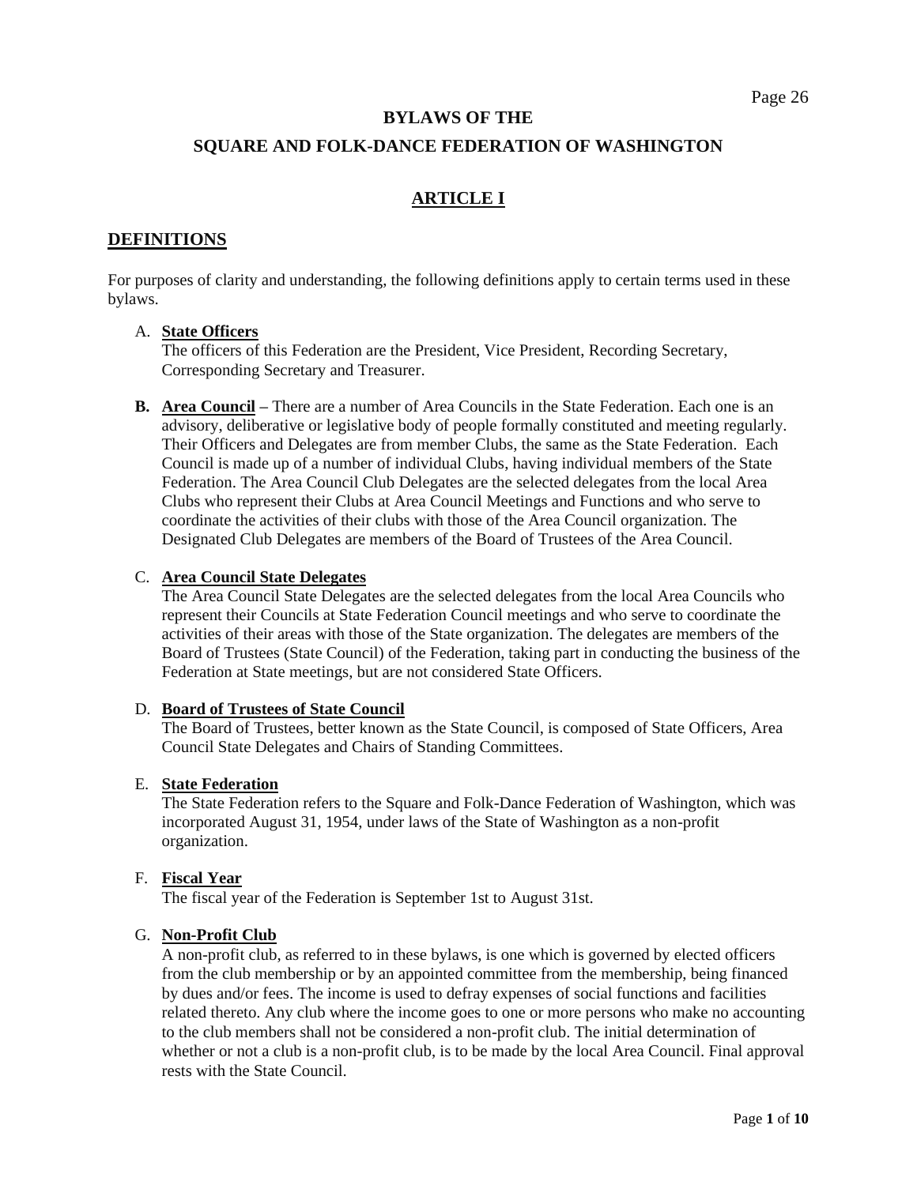# BYLAWS OF THE

# SQUARE AND FOLK-DANCE FEDERATION OF WASHINGTON

## ARTICLE I

## DEFINITIONS

For purposes of clarity and understanding, the following definitions apply to certain terms used in these bylaws.

A. **State Officers**
The officers of this Federation are the President, Vice President, Recording Secretary, Corresponding Secretary and Treasurer.

**B. Area Council** – There are a number of Area Councils in the State Federation. Each one is an advisory, deliberative or legislative body of people formally constituted and meeting regularly. Their Officers and Delegates are from member Clubs, the same as the State Federation. Each Council is made up of a number of individual Clubs, having individual members of the State Federation. The Area Council Club Delegates are the selected delegates from the local Area Clubs who represent their Clubs at Area Council Meetings and Functions and who serve to coordinate the activities of their clubs with those of the Area Council organization. The Designated Club Delegates are members of the Board of Trustees of the Area Council.

C. **Area Council State Delegates**
The Area Council State Delegates are the selected delegates from the local Area Councils who represent their Councils at State Federation Council meetings and who serve to coordinate the activities of their areas with those of the State organization. The delegates are members of the Board of Trustees (State Council) of the Federation, taking part in conducting the business of the Federation at State meetings, but are not considered State Officers.

D. **Board of Trustees of State Council**
The Board of Trustees, better known as the State Council, is composed of State Officers, Area Council State Delegates and Chairs of Standing Committees.

E. **State Federation**
The State Federation refers to the Square and Folk-Dance Federation of Washington, which was incorporated August 31, 1954, under laws of the State of Washington as a non-profit organization.

F. **Fiscal Year**
The fiscal year of the Federation is September 1st to August 31st.

G. **Non-Profit Club**
A non-profit club, as referred to in these bylaws, is one which is governed by elected officers from the club membership or by an appointed committee from the membership, being financed by dues and/or fees. The income is used to defray expenses of social functions and facilities related thereto. Any club where the income goes to one or more persons who make no accounting to the club members shall not be considered a non-profit club. The initial determination of whether or not a club is a non-profit club, is to be made by the local Area Council. Final approval rests with the State Council.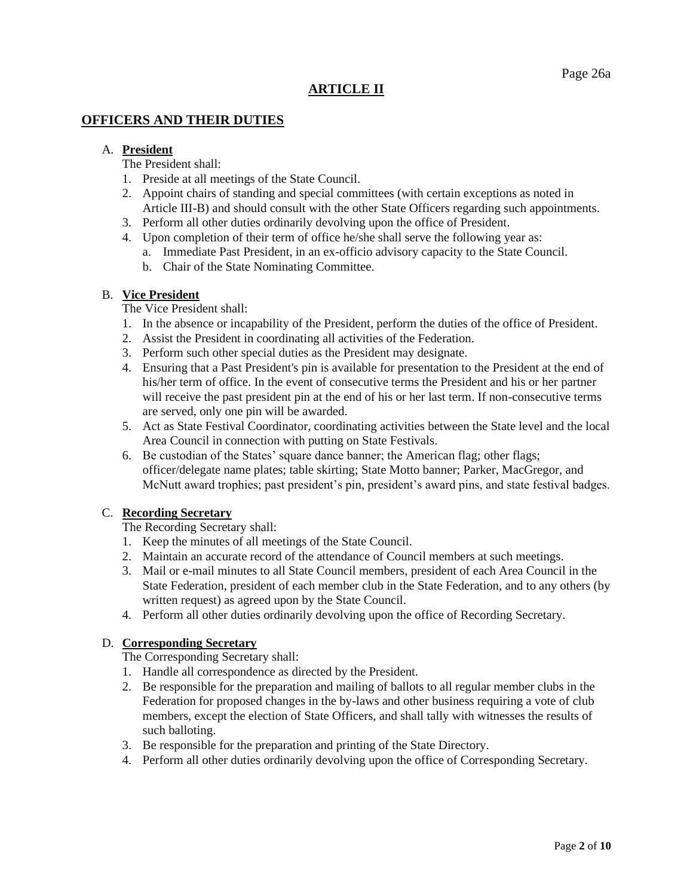## ARTICLE II

### OFFICERS AND THEIR DUTIES

A. **President**

The President shall:

1. Preside at all meetings of the State Council.
2. Appoint chairs of standing and special committees (with certain exceptions as noted in Article III-B) and should consult with the other State Officers regarding such appointments.
3. Perform all other duties ordinarily devolving upon the office of President.
4. Upon completion of their term of office he/she shall serve the following year as:
   a. Immediate Past President, in an ex-officio advisory capacity to the State Council.
   b. Chair of the State Nominating Committee.

B. **Vice President**

The Vice President shall:

1. In the absence or incapability of the President, perform the duties of the office of President.
2. Assist the President in coordinating all activities of the Federation.
3. Perform such other special duties as the President may designate.
4. Ensuring that a Past President's pin is available for presentation to the President at the end of his/her term of office. In the event of consecutive terms the President and his or her partner will receive the past president pin at the end of his or her last term. If non-consecutive terms are served, only one pin will be awarded.
5. Act as State Festival Coordinator, coordinating activities between the State level and the local Area Council in connection with putting on State Festivals.
6. Be custodian of the States' square dance banner; the American flag; other flags; officer/delegate name plates; table skirting; State Motto banner; Parker, MacGregor, and McNutt award trophies; past president's pin, president's award pins, and state festival badges.

C. **Recording Secretary**

The Recording Secretary shall:

1. Keep the minutes of all meetings of the State Council.
2. Maintain an accurate record of the attendance of Council members at such meetings.
3. Mail or e-mail minutes to all State Council members, president of each Area Council in the State Federation, president of each member club in the State Federation, and to any others (by written request) as agreed upon by the State Council.
4. Perform all other duties ordinarily devolving upon the office of Recording Secretary.

D. **Corresponding Secretary**

The Corresponding Secretary shall:

1. Handle all correspondence as directed by the President.
2. Be responsible for the preparation and mailing of ballots to all regular member clubs in the Federation for proposed changes in the by-laws and other business requiring a vote of club members, except the election of State Officers, and shall tally with witnesses the results of such balloting.
3. Be responsible for the preparation and printing of the State Directory.
4. Perform all other duties ordinarily devolving upon the office of Corresponding Secretary.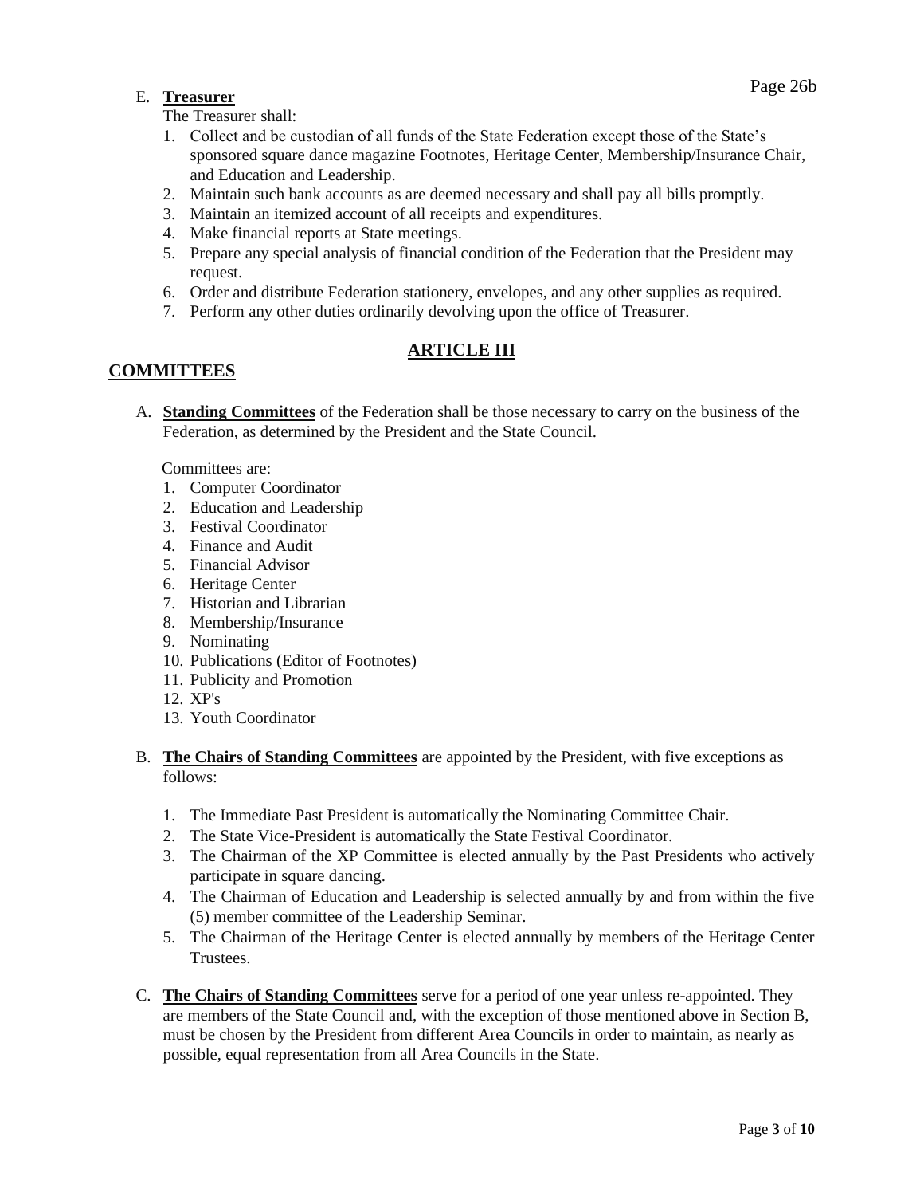E. **Treasurer**

The Treasurer shall:

1. Collect and be custodian of all funds of the State Federation except those of the State's sponsored square dance magazine Footnotes, Heritage Center, Membership/Insurance Chair, and Education and Leadership.
2. Maintain such bank accounts as are deemed necessary and shall pay all bills promptly.
3. Maintain an itemized account of all receipts and expenditures.
4. Make financial reports at State meetings.
5. Prepare any special analysis of financial condition of the Federation that the President may request.
6. Order and distribute Federation stationery, envelopes, and any other supplies as required.
7. Perform any other duties ordinarily devolving upon the office of Treasurer.

## ARTICLE III

## COMMITTEES

A. **Standing Committees** of the Federation shall be those necessary to carry on the business of the Federation, as determined by the President and the State Council.

Committees are:

1. Computer Coordinator
2. Education and Leadership
3. Festival Coordinator
4. Finance and Audit
5. Financial Advisor
6. Heritage Center
7. Historian and Librarian
8. Membership/Insurance
9. Nominating
10. Publications (Editor of Footnotes)
11. Publicity and Promotion
12. XP's
13. Youth Coordinator

B. **The Chairs of Standing Committees** are appointed by the President, with five exceptions as follows:

1. The Immediate Past President is automatically the Nominating Committee Chair.
2. The State Vice-President is automatically the State Festival Coordinator.
3. The Chairman of the XP Committee is elected annually by the Past Presidents who actively participate in square dancing.
4. The Chairman of Education and Leadership is selected annually by and from within the five (5) member committee of the Leadership Seminar.
5. The Chairman of the Heritage Center is elected annually by members of the Heritage Center Trustees.

C. **The Chairs of Standing Committees** serve for a period of one year unless re-appointed. They are members of the State Council and, with the exception of those mentioned above in Section B, must be chosen by the President from different Area Councils in order to maintain, as nearly as possible, equal representation from all Area Councils in the State.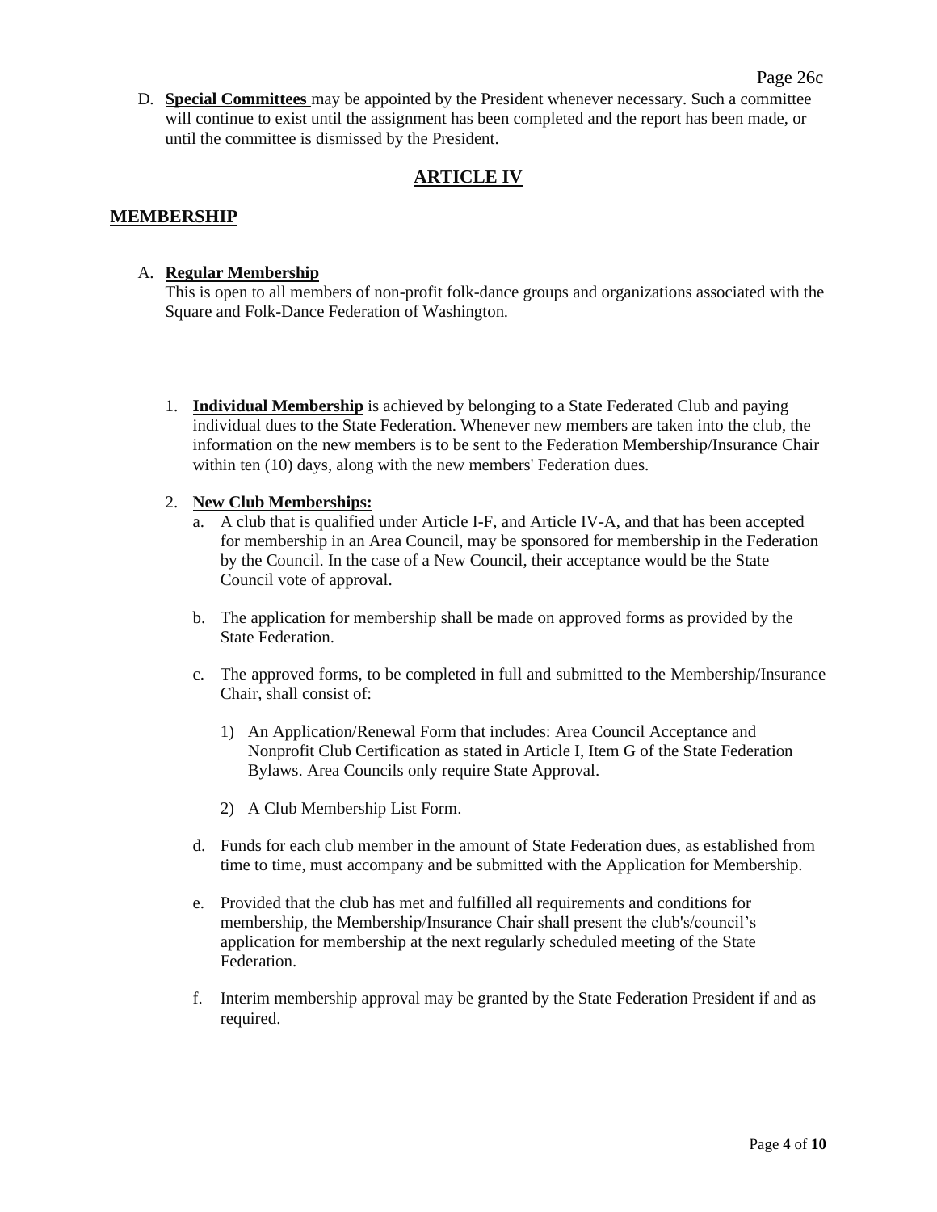D. **Special Committees** may be appointed by the President whenever necessary. Such a committee will continue to exist until the assignment has been completed and the report has been made, or until the committee is dismissed by the President.

## ARTICLE IV

## MEMBERSHIP

A. **Regular Membership**
This is open to all members of non-profit folk-dance groups and organizations associated with the Square and Folk-Dance Federation of Washington.

1. **Individual Membership** is achieved by belonging to a State Federated Club and paying individual dues to the State Federation. Whenever new members are taken into the club, the information on the new members is to be sent to the Federation Membership/Insurance Chair within ten (10) days, along with the new members' Federation dues.

2. **New Club Memberships:**
   a. A club that is qualified under Article I-F, and Article IV-A, and that has been accepted for membership in an Area Council, may be sponsored for membership in the Federation by the Council. In the case of a New Council, their acceptance would be the State Council vote of approval.

   b. The application for membership shall be made on approved forms as provided by the State Federation.

   c. The approved forms, to be completed in full and submitted to the Membership/Insurance Chair, shall consist of:

      1) An Application/Renewal Form that includes: Area Council Acceptance and Nonprofit Club Certification as stated in Article I, Item G of the State Federation Bylaws. Area Councils only require State Approval.

      2) A Club Membership List Form.

   d. Funds for each club member in the amount of State Federation dues, as established from time to time, must accompany and be submitted with the Application for Membership.

   e. Provided that the club has met and fulfilled all requirements and conditions for membership, the Membership/Insurance Chair shall present the club's/council's application for membership at the next regularly scheduled meeting of the State Federation.

   f. Interim membership approval may be granted by the State Federation President if and as required.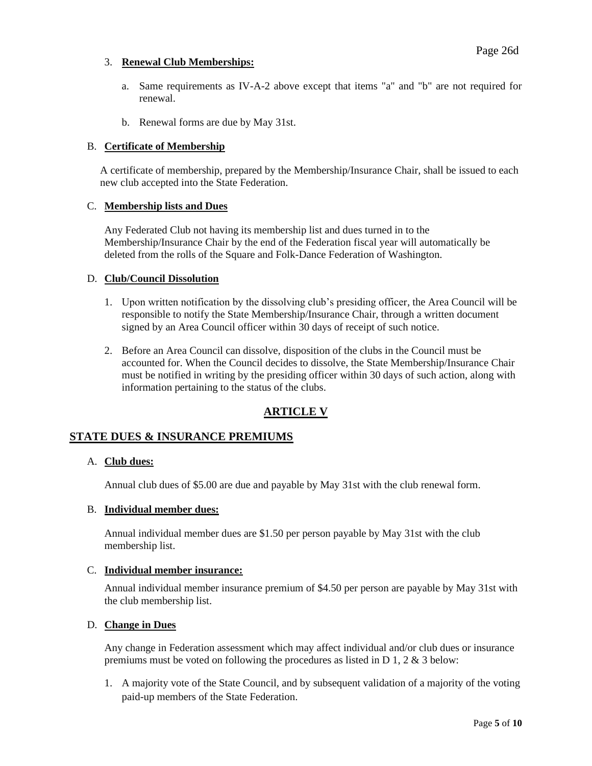3. **Renewal Club Memberships:**

    a. Same requirements as IV-A-2 above except that items "a" and "b" are not required for renewal.

    b. Renewal forms are due by May 31st.

B. **Certificate of Membership**

A certificate of membership, prepared by the Membership/Insurance Chair, shall be issued to each new club accepted into the State Federation.

C. **Membership lists and Dues**

Any Federated Club not having its membership list and dues turned in to the Membership/Insurance Chair by the end of the Federation fiscal year will automatically be deleted from the rolls of the Square and Folk-Dance Federation of Washington.

D. **Club/Council Dissolution**

1. Upon written notification by the dissolving club's presiding officer, the Area Council will be responsible to notify the State Membership/Insurance Chair, through a written document signed by an Area Council officer within 30 days of receipt of such notice.

2. Before an Area Council can dissolve, disposition of the clubs in the Council must be accounted for. When the Council decides to dissolve, the State Membership/Insurance Chair must be notified in writing by the presiding officer within 30 days of such action, along with information pertaining to the status of the clubs.

## ARTICLE V

## STATE DUES & INSURANCE PREMIUMS

A. **Club dues:**

Annual club dues of $5.00 are due and payable by May 31st with the club renewal form.

B. **Individual member dues:**

Annual individual member dues are $1.50 per person payable by May 31st with the club membership list.

C. **Individual member insurance:**

Annual individual member insurance premium of $4.50 per person are payable by May 31st with the club membership list.

D. **Change in Dues**

Any change in Federation assessment which may affect individual and/or club dues or insurance premiums must be voted on following the procedures as listed in D 1, 2 & 3 below:

1. A majority vote of the State Council, and by subsequent validation of a majority of the voting paid-up members of the State Federation.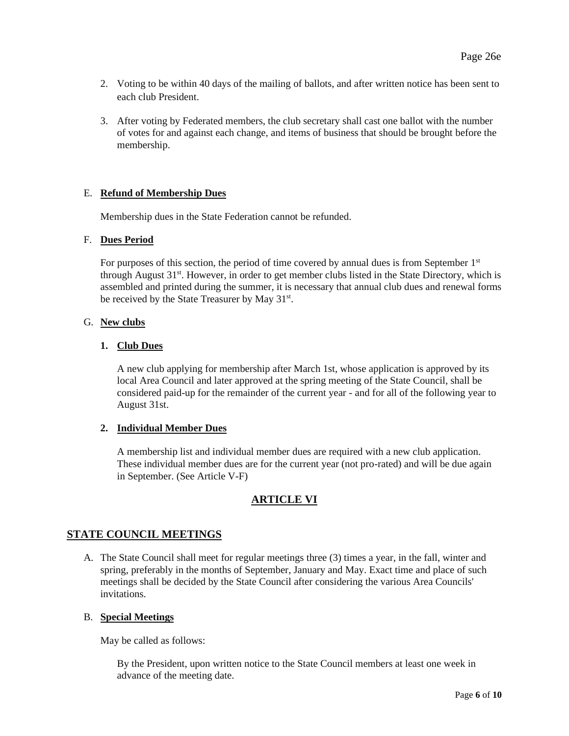2. Voting to be within 40 days of the mailing of ballots, and after written notice has been sent to each club President.

3. After voting by Federated members, the club secretary shall cast one ballot with the number of votes for and against each change, and items of business that should be brought before the membership.

E. **Refund of Membership Dues**

Membership dues in the State Federation cannot be refunded.

F. **Dues Period**

For purposes of this section, the period of time covered by annual dues is from September 1st through August 31st. However, in order to get member clubs listed in the State Directory, which is assembled and printed during the summer, it is necessary that annual club dues and renewal forms be received by the State Treasurer by May 31st.

G. **New clubs**

**1. Club Dues**

A new club applying for membership after March 1st, whose application is approved by its local Area Council and later approved at the spring meeting of the State Council, shall be considered paid-up for the remainder of the current year - and for all of the following year to August 31st.

**2. Individual Member Dues**

A membership list and individual member dues are required with a new club application. These individual member dues are for the current year (not pro-rated) and will be due again in September. (See Article V-F)

## ARTICLE VI

## STATE COUNCIL MEETINGS

A. The State Council shall meet for regular meetings three (3) times a year, in the fall, winter and spring, preferably in the months of September, January and May. Exact time and place of such meetings shall be decided by the State Council after considering the various Area Councils' invitations.

B. **Special Meetings**

May be called as follows:

By the President, upon written notice to the State Council members at least one week in advance of the meeting date.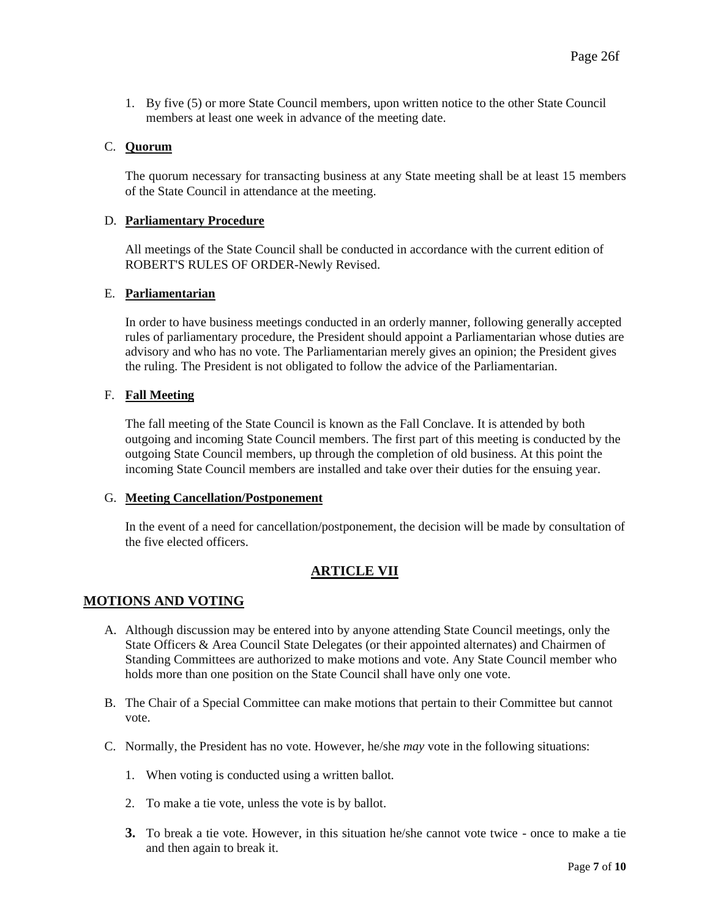1. By five (5) or more State Council members, upon written notice to the other State Council members at least one week in advance of the meeting date.

C. **Quorum**

The quorum necessary for transacting business at any State meeting shall be at least 15 members of the State Council in attendance at the meeting.

D. **Parliamentary Procedure**

All meetings of the State Council shall be conducted in accordance with the current edition of ROBERT'S RULES OF ORDER-Newly Revised.

E. **Parliamentarian**

In order to have business meetings conducted in an orderly manner, following generally accepted rules of parliamentary procedure, the President should appoint a Parliamentarian whose duties are advisory and who has no vote. The Parliamentarian merely gives an opinion; the President gives the ruling. The President is not obligated to follow the advice of the Parliamentarian.

F. **Fall Meeting**

The fall meeting of the State Council is known as the Fall Conclave. It is attended by both outgoing and incoming State Council members. The first part of this meeting is conducted by the outgoing State Council members, up through the completion of old business. At this point the incoming State Council members are installed and take over their duties for the ensuing year.

G. **Meeting Cancellation/Postponement**

In the event of a need for cancellation/postponement, the decision will be made by consultation of the five elected officers.

## ARTICLE VII

## MOTIONS AND VOTING

A. Although discussion may be entered into by anyone attending State Council meetings, only the State Officers & Area Council State Delegates (or their appointed alternates) and Chairmen of Standing Committees are authorized to make motions and vote. Any State Council member who holds more than one position on the State Council shall have only one vote.

B. The Chair of a Special Committee can make motions that pertain to their Committee but cannot vote.

C. Normally, the President has no vote. However, he/she *may* vote in the following situations:

1. When voting is conducted using a written ballot.
2. To make a tie vote, unless the vote is by ballot.
3. To break a tie vote. However, in this situation he/she cannot vote twice - once to make a tie and then again to break it.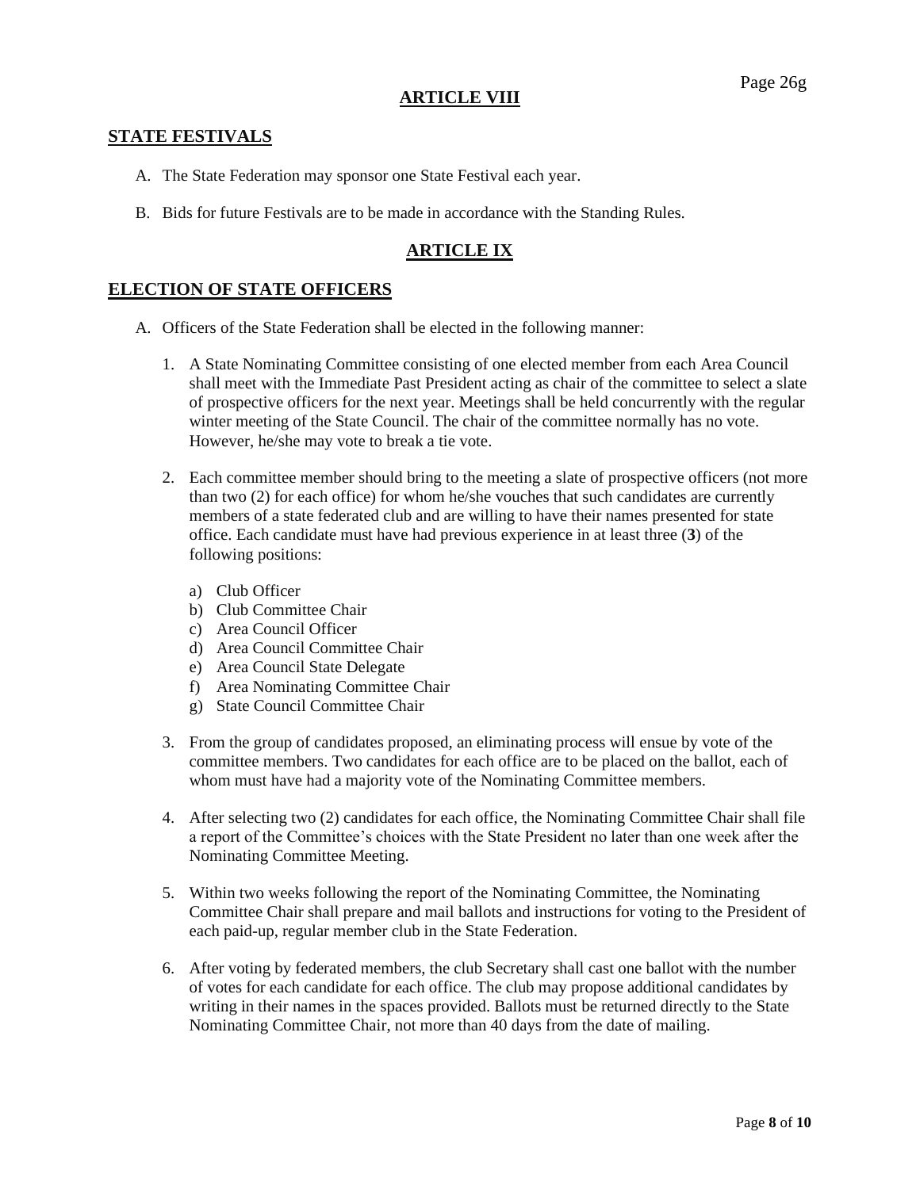## ARTICLE VIII

### STATE FESTIVALS

A. The State Federation may sponsor one State Festival each year.

B. Bids for future Festivals are to be made in accordance with the Standing Rules.

## ARTICLE IX

### ELECTION OF STATE OFFICERS

A. Officers of the State Federation shall be elected in the following manner:

1. A State Nominating Committee consisting of one elected member from each Area Council shall meet with the Immediate Past President acting as chair of the committee to select a slate of prospective officers for the next year. Meetings shall be held concurrently with the regular winter meeting of the State Council. The chair of the committee normally has no vote. However, he/she may vote to break a tie vote.

2. Each committee member should bring to the meeting a slate of prospective officers (not more than two (2) for each office) for whom he/she vouches that such candidates are currently members of a state federated club and are willing to have their names presented for state office. Each candidate must have had previous experience in at least three (**3**) of the following positions:

   a) Club Officer
   b) Club Committee Chair
   c) Area Council Officer
   d) Area Council Committee Chair
   e) Area Council State Delegate
   f) Area Nominating Committee Chair
   g) State Council Committee Chair

3. From the group of candidates proposed, an eliminating process will ensue by vote of the committee members. Two candidates for each office are to be placed on the ballot, each of whom must have had a majority vote of the Nominating Committee members.

4. After selecting two (2) candidates for each office, the Nominating Committee Chair shall file a report of the Committee's choices with the State President no later than one week after the Nominating Committee Meeting.

5. Within two weeks following the report of the Nominating Committee, the Nominating Committee Chair shall prepare and mail ballots and instructions for voting to the President of each paid-up, regular member club in the State Federation.

6. After voting by federated members, the club Secretary shall cast one ballot with the number of votes for each candidate for each office. The club may propose additional candidates by writing in their names in the spaces provided. Ballots must be returned directly to the State Nominating Committee Chair, not more than 40 days from the date of mailing.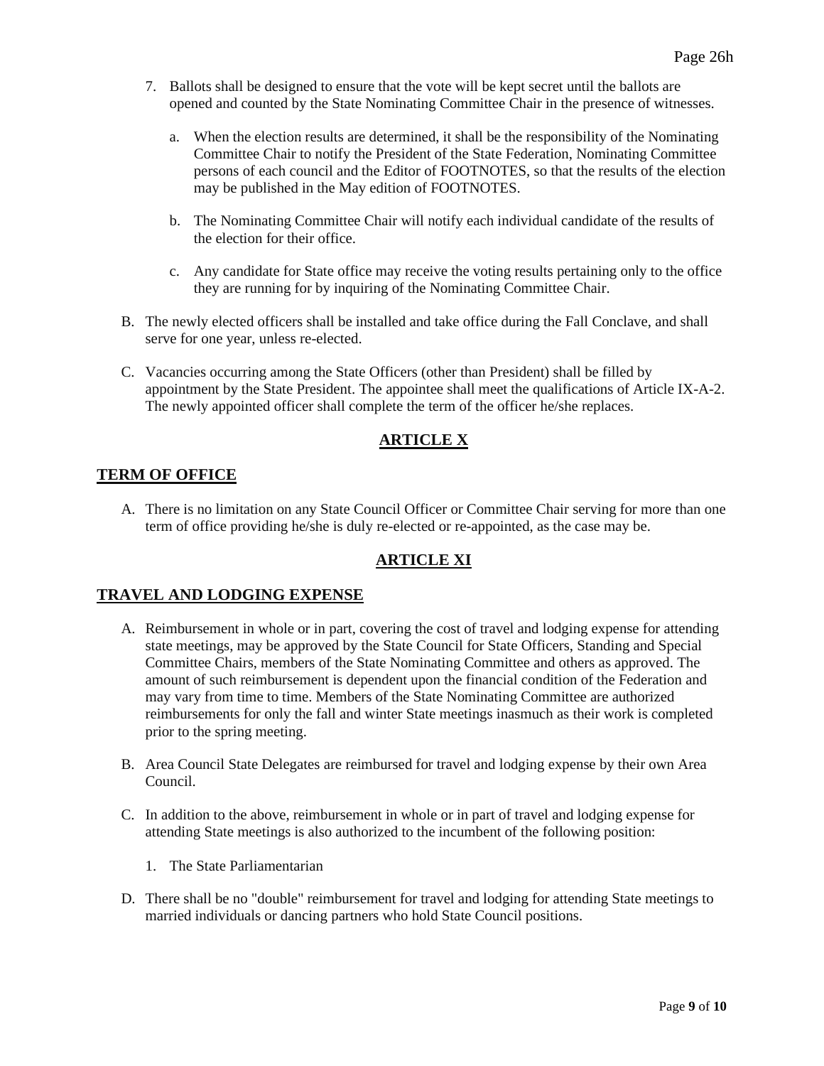7. Ballots shall be designed to ensure that the vote will be kept secret until the ballots are opened and counted by the State Nominating Committee Chair in the presence of witnesses.

   a. When the election results are determined, it shall be the responsibility of the Nominating Committee Chair to notify the President of the State Federation, Nominating Committee persons of each council and the Editor of FOOTNOTES, so that the results of the election may be published in the May edition of FOOTNOTES.

   b. The Nominating Committee Chair will notify each individual candidate of the results of the election for their office.

   c. Any candidate for State office may receive the voting results pertaining only to the office they are running for by inquiring of the Nominating Committee Chair.

B. The newly elected officers shall be installed and take office during the Fall Conclave, and shall serve for one year, unless re-elected.

C. Vacancies occurring among the State Officers (other than President) shall be filled by appointment by the State President. The appointee shall meet the qualifications of Article IX-A-2. The newly appointed officer shall complete the term of the officer he/she replaces.

## ARTICLE X

### TERM OF OFFICE

A. There is no limitation on any State Council Officer or Committee Chair serving for more than one term of office providing he/she is duly re-elected or re-appointed, as the case may be.

## ARTICLE XI

### TRAVEL AND LODGING EXPENSE

A. Reimbursement in whole or in part, covering the cost of travel and lodging expense for attending state meetings, may be approved by the State Council for State Officers, Standing and Special Committee Chairs, members of the State Nominating Committee and others as approved. The amount of such reimbursement is dependent upon the financial condition of the Federation and may vary from time to time. Members of the State Nominating Committee are authorized reimbursements for only the fall and winter State meetings inasmuch as their work is completed prior to the spring meeting.

B. Area Council State Delegates are reimbursed for travel and lodging expense by their own Area Council.

C. In addition to the above, reimbursement in whole or in part of travel and lodging expense for attending State meetings is also authorized to the incumbent of the following position:

   1. The State Parliamentarian

D. There shall be no "double" reimbursement for travel and lodging for attending State meetings to married individuals or dancing partners who hold State Council positions.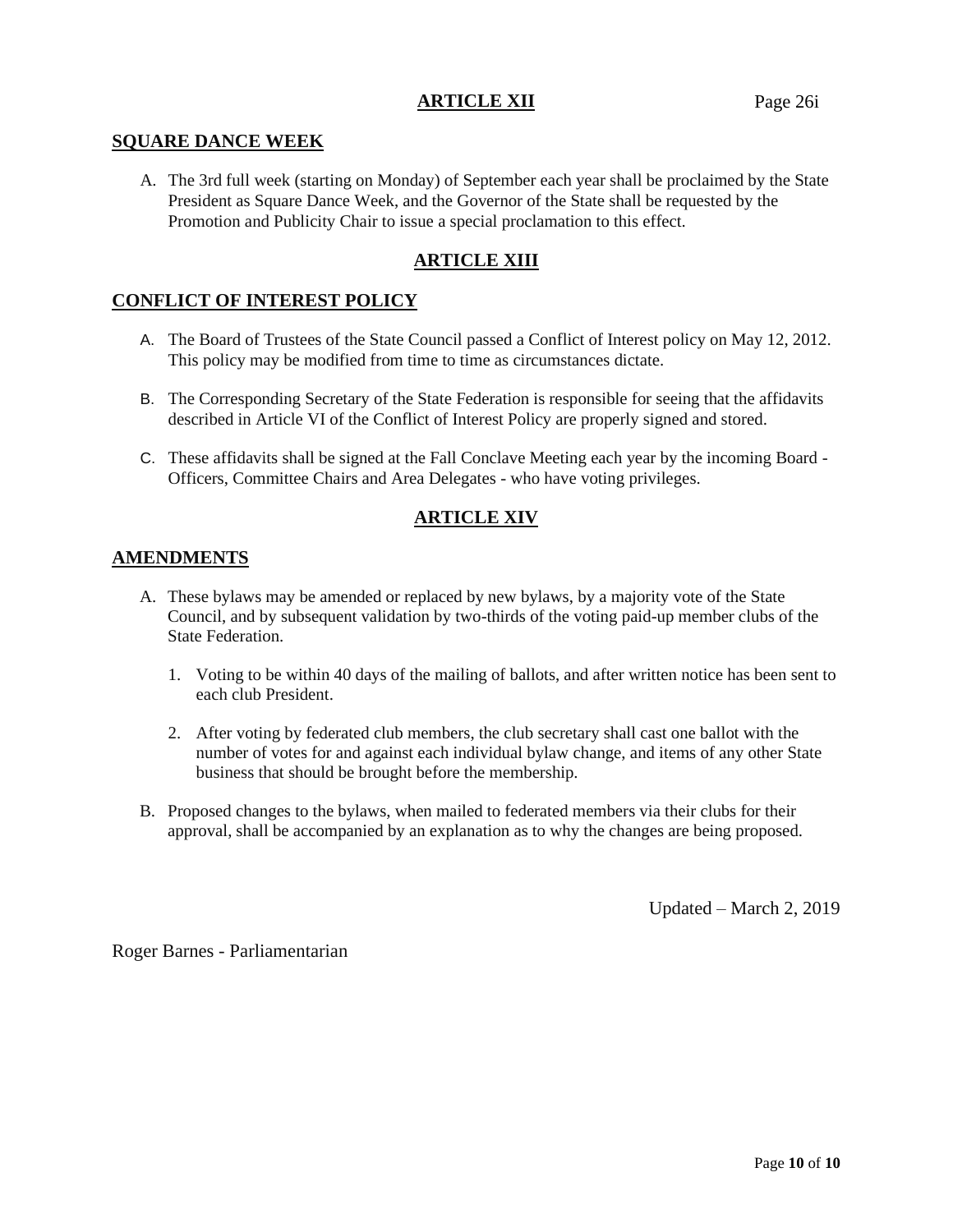## ARTICLE XII

Page 26i

### SQUARE DANCE WEEK

A. The 3rd full week (starting on Monday) of September each year shall be proclaimed by the State President as Square Dance Week, and the Governor of the State shall be requested by the Promotion and Publicity Chair to issue a special proclamation to this effect.

## ARTICLE XIII

### CONFLICT OF INTEREST POLICY

A. The Board of Trustees of the State Council passed a Conflict of Interest policy on May 12, 2012. This policy may be modified from time to time as circumstances dictate.

B. The Corresponding Secretary of the State Federation is responsible for seeing that the affidavits described in Article VI of the Conflict of Interest Policy are properly signed and stored.

C. These affidavits shall be signed at the Fall Conclave Meeting each year by the incoming Board - Officers, Committee Chairs and Area Delegates - who have voting privileges.

## ARTICLE XIV

### AMENDMENTS

A. These bylaws may be amended or replaced by new bylaws, by a majority vote of the State Council, and by subsequent validation by two-thirds of the voting paid-up member clubs of the State Federation.

   1. Voting to be within 40 days of the mailing of ballots, and after written notice has been sent to each club President.

   2. After voting by federated club members, the club secretary shall cast one ballot with the number of votes for and against each individual bylaw change, and items of any other State business that should be brought before the membership.

B. Proposed changes to the bylaws, when mailed to federated members via their clubs for their approval, shall be accompanied by an explanation as to why the changes are being proposed.

Updated – March 2, 2019

Roger Barnes - Parliamentarian